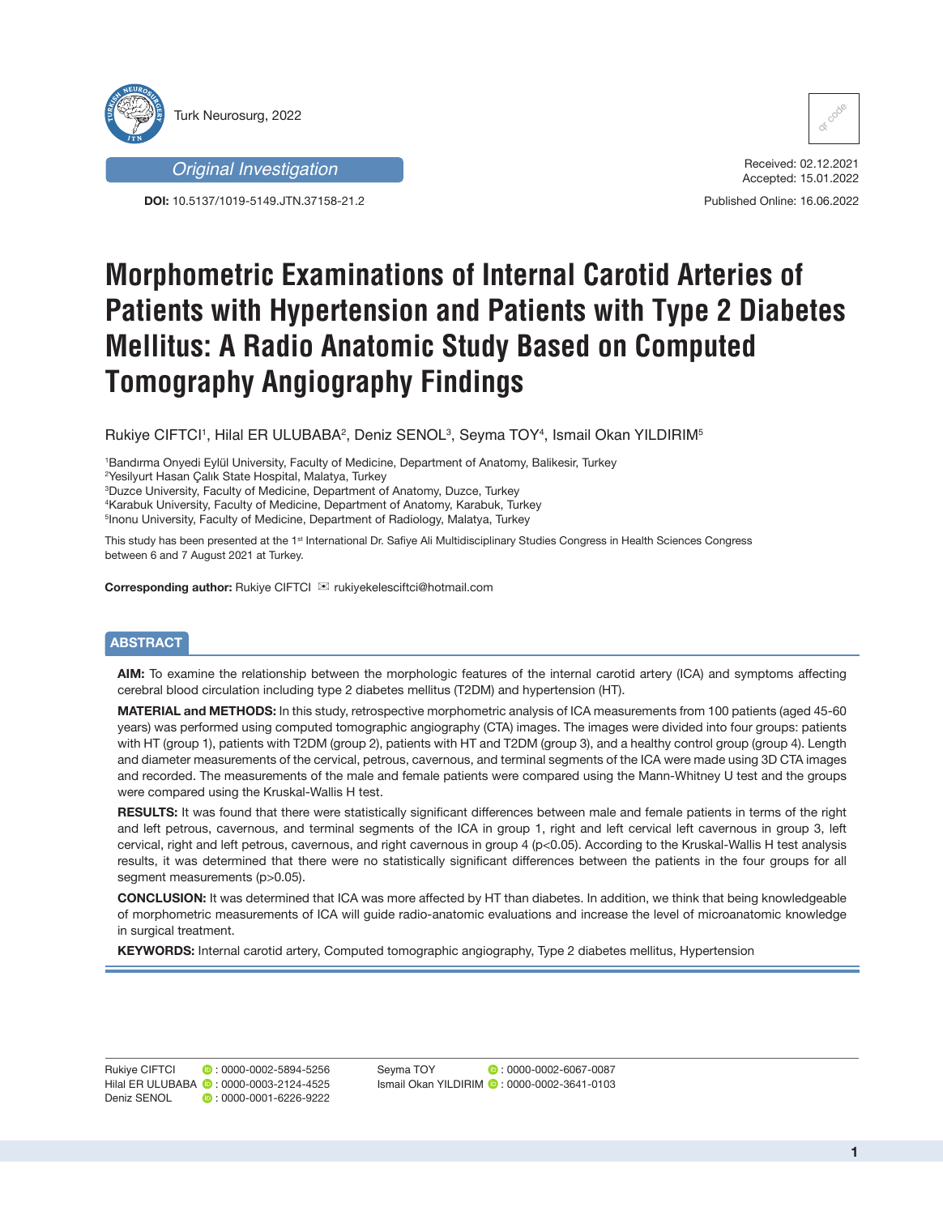Original Investigation

**DOI:** 10.5137/1019-5149.JTN.37158-21.2

Received: 02.12.2021
Accepted: 15.01.2022

Published Online: 16.06.2022

# Morphometric Examinations of Internal Carotid Arteries of Patients with Hypertension and Patients with Type 2 Diabetes Mellitus: A Radio Anatomic Study Based on Computed Tomography Angiography Findings

Rukiye CIFTCI[1], Hilal ER ULUBABA[2], Deniz SENOL[3], Seyma TOY[4], Ismail Okan YILDIRIM[5]

[1]Bandırma Onyedi Eylül University, Faculty of Medicine, Department of Anatomy, Balikesir, Turkey
[2]Yesilyurt Hasan Çalık State Hospital, Malatya, Turkey
[3]Duzce University, Faculty of Medicine, Department of Anatomy, Duzce, Turkey
[4]Karabuk University, Faculty of Medicine, Department of Anatomy, Karabuk, Turkey
[5]Inonu University, Faculty of Medicine, Department of Radiology, Malatya, Turkey

This study has been presented at the 1st International Dr. Safiye Ali Multidisciplinary Studies Congress in Health Sciences Congress between 6 and 7 August 2021 at Turkey.

**Corresponding author:** Rukiye CIFTCI ✉ rukiyekelesciftci@hotmail.com

## ABSTRACT

**AIM:** To examine the relationship between the morphologic features of the internal carotid artery (ICA) and symptoms affecting cerebral blood circulation including type 2 diabetes mellitus (T2DM) and hypertension (HT).

**MATERIAL and METHODS:** In this study, retrospective morphometric analysis of ICA measurements from 100 patients (aged 45-60 years) was performed using computed tomographic angiography (CTA) images. The images were divided into four groups: patients with HT (group 1), patients with T2DM (group 2), patients with HT and T2DM (group 3), and a healthy control group (group 4). Length and diameter measurements of the cervical, petrous, cavernous, and terminal segments of the ICA were made using 3D CTA images and recorded. The measurements of the male and female patients were compared using the Mann-Whitney U test and the groups were compared using the Kruskal-Wallis H test.

**RESULTS:** It was found that there were statistically significant differences between male and female patients in terms of the right and left petrous, cavernous, and terminal segments of the ICA in group 1, right and left cervical left cavernous in group 3, left cervical, right and left petrous, cavernous, and right cavernous in group 4 ($p<0.05$). According to the Kruskal-Wallis H test analysis results, it was determined that there were no statistically significant differences between the patients in the four groups for all segment measurements ($p>0.05$).

**CONCLUSION:** It was determined that ICA was more affected by HT than diabetes. In addition, we think that being knowledgeable of morphometric measurements of ICA will guide radio-anatomic evaluations and increase the level of microanatomic knowledge in surgical treatment.

**KEYWORDS:** Internal carotid artery, Computed tomographic angiography, Type 2 diabetes mellitus, Hypertension

Rukiye CIFTCI : 0000-0002-5894-5256
Hilal ER ULUBABA : 0000-0003-2124-4525
Deniz SENOL : 0000-0001-6226-9222
Seyma TOY : 0000-0002-6067-0087
Ismail Okan YILDIRIM : 0000-0002-3641-0103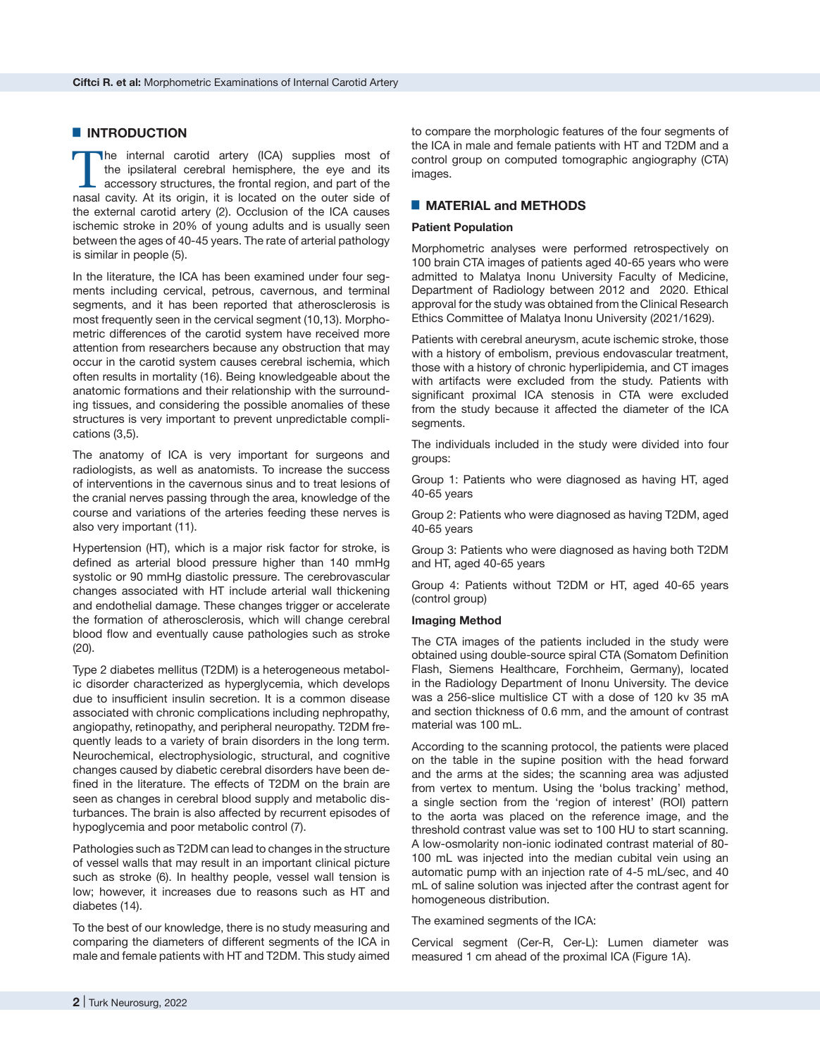## INTRODUCTION

The internal carotid artery (ICA) supplies most of the ipsilateral cerebral hemisphere, the eye and its accessory structures, the frontal region, and part of the nasal cavity. At its origin, it is located on the outer side of the external carotid artery (2). Occlusion of the ICA causes ischemic stroke in 20% of young adults and is usually seen between the ages of 40-45 years. The rate of arterial pathology is similar in people (5).

In the literature, the ICA has been examined under four segments including cervical, petrous, cavernous, and terminal segments, and it has been reported that atherosclerosis is most frequently seen in the cervical segment (10,13). Morphometric differences of the carotid system have received more attention from researchers because any obstruction that may occur in the carotid system causes cerebral ischemia, which often results in mortality (16). Being knowledgeable about the anatomic formations and their relationship with the surrounding tissues, and considering the possible anomalies of these structures is very important to prevent unpredictable complications (3,5).

The anatomy of ICA is very important for surgeons and radiologists, as well as anatomists. To increase the success of interventions in the cavernous sinus and to treat lesions of the cranial nerves passing through the area, knowledge of the course and variations of the arteries feeding these nerves is also very important (11).

Hypertension (HT), which is a major risk factor for stroke, is defined as arterial blood pressure higher than 140 mmHg systolic or 90 mmHg diastolic pressure. The cerebrovascular changes associated with HT include arterial wall thickening and endothelial damage. These changes trigger or accelerate the formation of atherosclerosis, which will change cerebral blood flow and eventually cause pathologies such as stroke (20).

Type 2 diabetes mellitus (T2DM) is a heterogeneous metabolic disorder characterized as hyperglycemia, which develops due to insufficient insulin secretion. It is a common disease associated with chronic complications including nephropathy, angiopathy, retinopathy, and peripheral neuropathy. T2DM frequently leads to a variety of brain disorders in the long term. Neurochemical, electrophysiologic, structural, and cognitive changes caused by diabetic cerebral disorders have been defined in the literature. The effects of T2DM on the brain are seen as changes in cerebral blood supply and metabolic disturbances. The brain is also affected by recurrent episodes of hypoglycemia and poor metabolic control (7).

Pathologies such as T2DM can lead to changes in the structure of vessel walls that may result in an important clinical picture such as stroke (6). In healthy people, vessel wall tension is low; however, it increases due to reasons such as HT and diabetes (14).

To the best of our knowledge, there is no study measuring and comparing the diameters of different segments of the ICA in male and female patients with HT and T2DM. This study aimed to compare the morphologic features of the four segments of the ICA in male and female patients with HT and T2DM and a control group on computed tomographic angiography (CTA) images.

## MATERIAL and METHODS

**Patient Population**

Morphometric analyses were performed retrospectively on 100 brain CTA images of patients aged 40-65 years who were admitted to Malatya Inonu University Faculty of Medicine, Department of Radiology between 2012 and 2020. Ethical approval for the study was obtained from the Clinical Research Ethics Committee of Malatya Inonu University (2021/1629).

Patients with cerebral aneurysm, acute ischemic stroke, those with a history of embolism, previous endovascular treatment, those with a history of chronic hyperlipidemia, and CT images with artifacts were excluded from the study. Patients with significant proximal ICA stenosis in CTA were excluded from the study because it affected the diameter of the ICA segments.

The individuals included in the study were divided into four groups:

Group 1: Patients who were diagnosed as having HT, aged 40-65 years

Group 2: Patients who were diagnosed as having T2DM, aged 40-65 years

Group 3: Patients who were diagnosed as having both T2DM and HT, aged 40-65 years

Group 4: Patients without T2DM or HT, aged 40-65 years (control group)

**Imaging Method**

The CTA images of the patients included in the study were obtained using double-source spiral CTA (Somatom Definition Flash, Siemens Healthcare, Forchheim, Germany), located in the Radiology Department of Inonu University. The device was a 256-slice multislice CT with a dose of 120 kv 35 mA and section thickness of 0.6 mm, and the amount of contrast material was 100 mL.

According to the scanning protocol, the patients were placed on the table in the supine position with the head forward and the arms at the sides; the scanning area was adjusted from vertex to mentum. Using the 'bolus tracking' method, a single section from the 'region of interest' (ROI) pattern to the aorta was placed on the reference image, and the threshold contrast value was set to 100 HU to start scanning. A low-osmolarity non-ionic iodinated contrast material of 80-100 mL was injected into the median cubital vein using an automatic pump with an injection rate of 4-5 mL/sec, and 40 mL of saline solution was injected after the contrast agent for homogeneous distribution.

The examined segments of the ICA:

Cervical segment (Cer-R, Cer-L): Lumen diameter was measured 1 cm ahead of the proximal ICA (Figure 1A).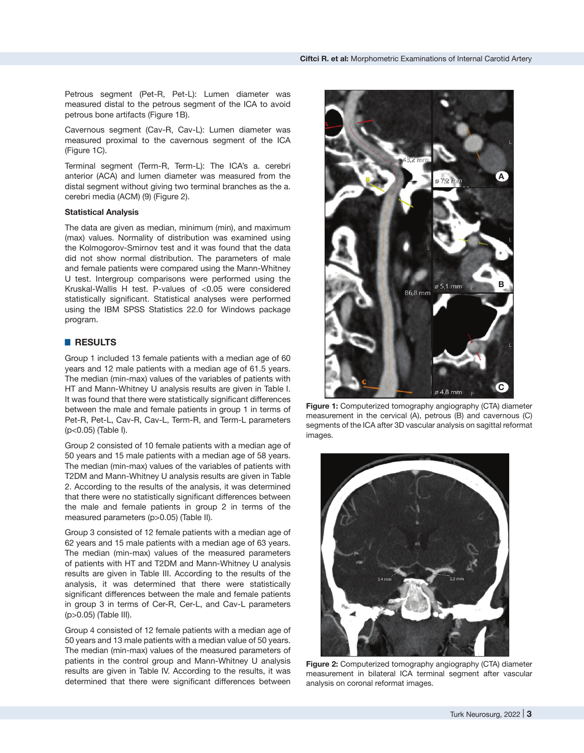Petrous segment (Pet-R, Pet-L): Lumen diameter was measured distal to the petrous segment of the ICA to avoid petrous bone artifacts (Figure 1B).

Cavernous segment (Cav-R, Cav-L): Lumen diameter was measured proximal to the cavernous segment of the ICA (Figure 1C).

Terminal segment (Term-R, Term-L): The ICA's a. cerebri anterior (ACA) and lumen diameter was measured from the distal segment without giving two terminal branches as the a. cerebri media (ACM) (9) (Figure 2).

### Statistical Analysis

The data are given as median, minimum (min), and maximum (max) values. Normality of distribution was examined using the Kolmogorov-Smirnov test and it was found that the data did not show normal distribution. The parameters of male and female patients were compared using the Mann-Whitney U test. Intergroup comparisons were performed using the Kruskal-Wallis H test. P-values of <0.05 were considered statistically significant. Statistical analyses were performed using the IBM SPSS Statistics 22.0 for Windows package program.

## RESULTS

Group 1 included 13 female patients with a median age of 60 years and 12 male patients with a median age of 61.5 years. The median (min-max) values of the variables of patients with HT and Mann-Whitney U analysis results are given in Table I. It was found that there were statistically significant differences between the male and female patients in group 1 in terms of Pet-R, Pet-L, Cav-R, Cav-L, Term-R, and Term-L parameters ($p<0.05$) (Table I).

Group 2 consisted of 10 female patients with a median age of 50 years and 15 male patients with a median age of 58 years. The median (min-max) values of the variables of patients with T2DM and Mann-Whitney U analysis results are given in Table 2. According to the results of the analysis, it was determined that there were no statistically significant differences between the male and female patients in group 2 in terms of the measured parameters ($p>0.05$) (Table II).

Group 3 consisted of 12 female patients with a median age of 62 years and 15 male patients with a median age of 63 years. The median (min-max) values of the measured parameters of patients with HT and T2DM and Mann-Whitney U analysis results are given in Table III. According to the results of the analysis, it was determined that there were statistically significant differences between the male and female patients in group 3 in terms of Cer-R, Cer-L, and Cav-L parameters ($p>0.05$) (Table III).

Group 4 consisted of 12 female patients with a median age of 50 years and 13 male patients with a median value of 50 years. The median (min-max) values of the measured parameters of patients in the control group and Mann-Whitney U analysis results are given in Table IV. According to the results, it was determined that there were significant differences between

**Figure 1:** Computerized tomography angiography (CTA) diameter measurement in the cervical (A), petrous (B) and cavernous (C) segments of the ICA after 3D vascular analysis on sagittal reformat images.

**Figure 2:** Computerized tomography angiography (CTA) diameter measurement in bilateral ICA terminal segment after vascular analysis on coronal reformat images.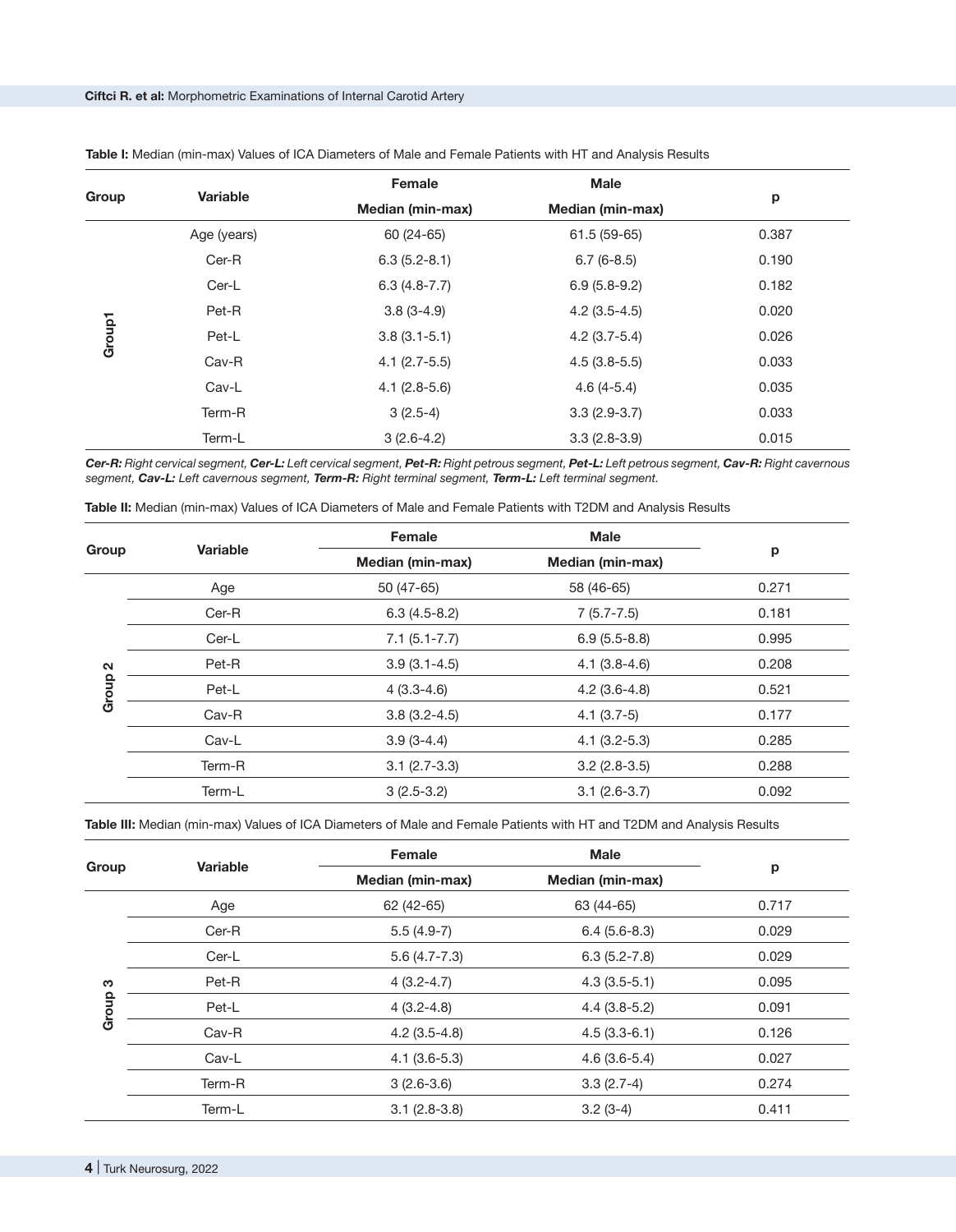**Table I:** Median (min-max) Values of ICA Diameters of Male and Female Patients with HT and Analysis Results

| Group | Variable | Female | Male | p |
|---|---|---|---|---|
| | | Median (min-max) | Median (min-max) | |
| Group1 | Age (years) | 60 (24-65) | 61.5 (59-65) | 0.387 |
| | Cer-R | 6.3 (5.2-8.1) | 6.7 (6-8.5) | 0.190 |
| | Cer-L | 6.3 (4.8-7.7) | 6.9 (5.8-9.2) | 0.182 |
| | Pet-R | 3.8 (3-4.9) | 4.2 (3.5-4.5) | 0.020 |
| | Pet-L | 3.8 (3.1-5.1) | 4.2 (3.7-5.4) | 0.026 |
| | Cav-R | 4.1 (2.7-5.5) | 4.5 (3.8-5.5) | 0.033 |
| | Cav-L | 4.1 (2.8-5.6) | 4.6 (4-5.4) | 0.035 |
| | Term-R | 3 (2.5-4) | 3.3 (2.9-3.7) | 0.033 |
| | Term-L | 3 (2.6-4.2) | 3.3 (2.8-3.9) | 0.015 |

***Cer-R:** Right cervical segment, **Cer-L:** Left cervical segment, **Pet-R:** Right petrous segment, **Pet-L:** Left petrous segment, **Cav-R:** Right cavernous segment, **Cav-L:** Left cavernous segment, **Term-R:** Right terminal segment, **Term-L:** Left terminal segment.*

**Table II:** Median (min-max) Values of ICA Diameters of Male and Female Patients with T2DM and Analysis Results

| Group | Variable | Female | Male | p |
|---|---|---|---|---|
| | | Median (min-max) | Median (min-max) | |
| Group 2 | Age | 50 (47-65) | 58 (46-65) | 0.271 |
| | Cer-R | 6.3 (4.5-8.2) | 7 (5.7-7.5) | 0.181 |
| | Cer-L | 7.1 (5.1-7.7) | 6.9 (5.5-8.8) | 0.995 |
| | Pet-R | 3.9 (3.1-4.5) | 4.1 (3.8-4.6) | 0.208 |
| | Pet-L | 4 (3.3-4.6) | 4.2 (3.6-4.8) | 0.521 |
| | Cav-R | 3.8 (3.2-4.5) | 4.1 (3.7-5) | 0.177 |
| | Cav-L | 3.9 (3-4.4) | 4.1 (3.2-5.3) | 0.285 |
| | Term-R | 3.1 (2.7-3.3) | 3.2 (2.8-3.5) | 0.288 |
| | Term-L | 3 (2.5-3.2) | 3.1 (2.6-3.7) | 0.092 |

**Table III:** Median (min-max) Values of ICA Diameters of Male and Female Patients with HT and T2DM and Analysis Results

| Group | Variable | Female | Male | p |
|---|---|---|---|---|
| | | Median (min-max) | Median (min-max) | |
| Group 3 | Age | 62 (42-65) | 63 (44-65) | 0.717 |
| | Cer-R | 5.5 (4.9-7) | 6.4 (5.6-8.3) | 0.029 |
| | Cer-L | 5.6 (4.7-7.3) | 6.3 (5.2-7.8) | 0.029 |
| | Pet-R | 4 (3.2-4.7) | 4.3 (3.5-5.1) | 0.095 |
| | Pet-L | 4 (3.2-4.8) | 4.4 (3.8-5.2) | 0.091 |
| | Cav-R | 4.2 (3.5-4.8) | 4.5 (3.3-6.1) | 0.126 |
| | Cav-L | 4.1 (3.6-5.3) | 4.6 (3.6-5.4) | 0.027 |
| | Term-R | 3 (2.6-3.6) | 3.3 (2.7-4) | 0.274 |
| | Term-L | 3.1 (2.8-3.8) | 3.2 (3-4) | 0.411 |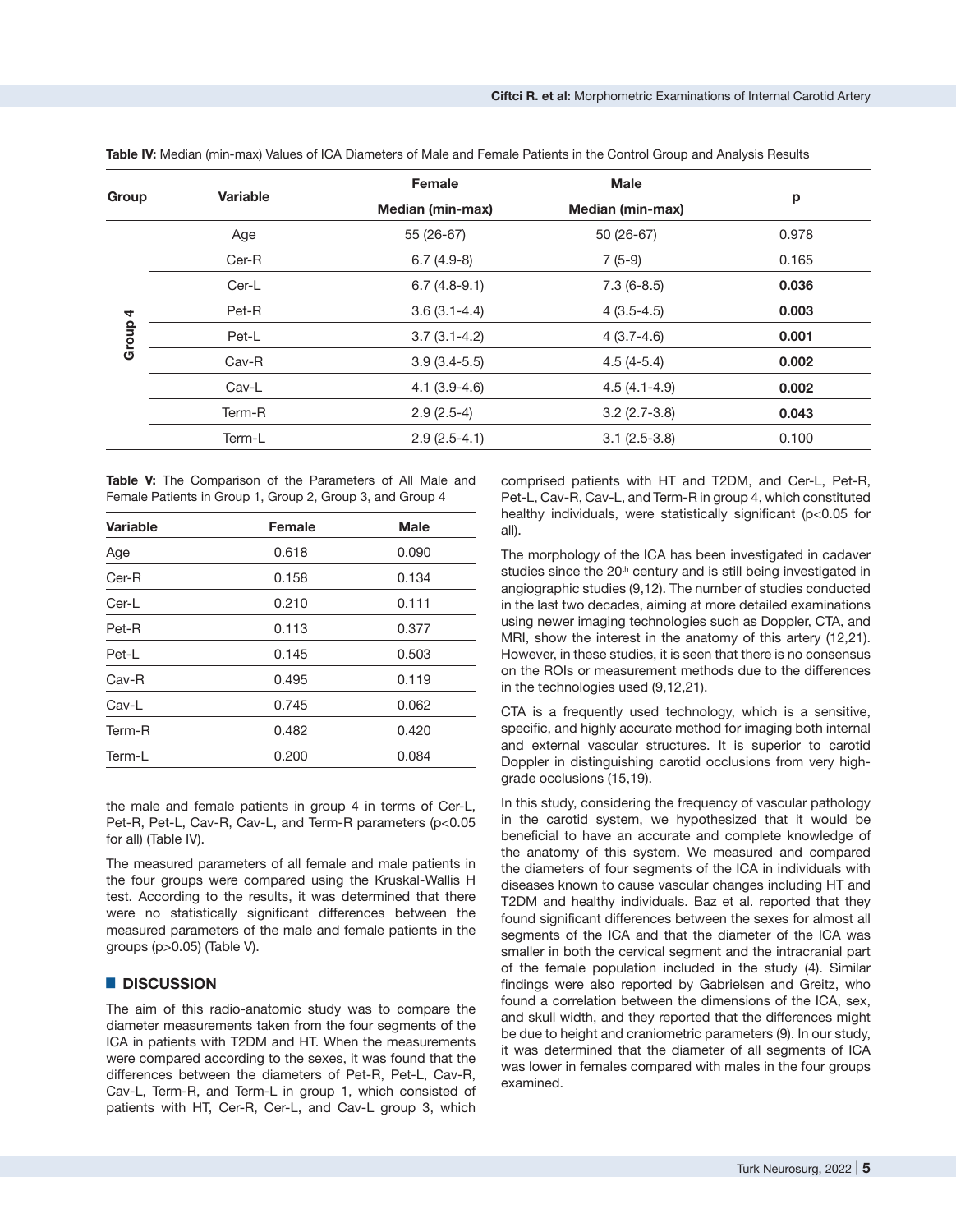**Table IV:** Median (min-max) Values of ICA Diameters of Male and Female Patients in the Control Group and Analysis Results

| Group | Variable | Female | Male | p |
|---|---|---|---|---|
| | | Median (min-max) | Median (min-max) | |
| Group 4 | Age | 55 (26-67) | 50 (26-67) | 0.978 |
| | Cer-R | 6.7 (4.9-8) | 7 (5-9) | 0.165 |
| | Cer-L | 6.7 (4.8-9.1) | 7.3 (6-8.5) | **0.036** |
| | Pet-R | 3.6 (3.1-4.4) | 4 (3.5-4.5) | **0.003** |
| | Pet-L | 3.7 (3.1-4.2) | 4 (3.7-4.6) | **0.001** |
| | Cav-R | 3.9 (3.4-5.5) | 4.5 (4-5.4) | **0.002** |
| | Cav-L | 4.1 (3.9-4.6) | 4.5 (4.1-4.9) | **0.002** |
| | Term-R | 2.9 (2.5-4) | 3.2 (2.7-3.8) | **0.043** |
| | Term-L | 2.9 (2.5-4.1) | 3.1 (2.5-3.8) | 0.100 |

the male and female patients in group 4 in terms of Cer-L, Pet-R, Pet-L, Cav-R, Cav-L, and Term-R parameters ($p<0.05$ for all) (Table IV).

The measured parameters of all female and male patients in the four groups were compared using the Kruskal-Wallis H test. According to the results, it was determined that there were no statistically significant differences between the measured parameters of the male and female patients in the groups ($p>0.05$) (Table V).

**Table V:** The Comparison of the Parameters of All Male and Female Patients in Group 1, Group 2, Group 3, and Group 4

| Variable | Female | Male |
|---|---|---|
| Age | 0.618 | 0.090 |
| Cer-R | 0.158 | 0.134 |
| Cer-L | 0.210 | 0.111 |
| Pet-R | 0.113 | 0.377 |
| Pet-L | 0.145 | 0.503 |
| Cav-R | 0.495 | 0.119 |
| Cav-L | 0.745 | 0.062 |
| Term-R | 0.482 | 0.420 |
| Term-L | 0.200 | 0.084 |

## DISCUSSION

The aim of this radio-anatomic study was to compare the diameter measurements taken from the four segments of the ICA in patients with T2DM and HT. When the measurements were compared according to the sexes, it was found that the differences between the diameters of Pet-R, Pet-L, Cav-R, Cav-L, Term-R, and Term-L in group 1, which consisted of patients with HT, Cer-R, Cer-L, and Cav-L group 3, which comprised patients with HT and T2DM, and Cer-L, Pet-R, Pet-L, Cav-R, Cav-L, and Term-R in group 4, which constituted healthy individuals, were statistically significant ($p<0.05$ for all).

The morphology of the ICA has been investigated in cadaver studies since the 20th century and is still being investigated in angiographic studies (9,12). The number of studies conducted in the last two decades, aiming at more detailed examinations using newer imaging technologies such as Doppler, CTA, and MRI, show the interest in the anatomy of this artery (12,21). However, in these studies, it is seen that there is no consensus on the ROIs or measurement methods due to the differences in the technologies used (9,12,21).

CTA is a frequently used technology, which is a sensitive, specific, and highly accurate method for imaging both internal and external vascular structures. It is superior to carotid Doppler in distinguishing carotid occlusions from very high-grade occlusions (15,19).

In this study, considering the frequency of vascular pathology in the carotid system, we hypothesized that it would be beneficial to have an accurate and complete knowledge of the anatomy of this system. We measured and compared the diameters of four segments of the ICA in individuals with diseases known to cause vascular changes including HT and T2DM and healthy individuals. Baz et al. reported that they found significant differences between the sexes for almost all segments of the ICA and that the diameter of the ICA was smaller in both the cervical segment and the intracranial part of the female population included in the study (4). Similar findings were also reported by Gabrielsen and Greitz, who found a correlation between the dimensions of the ICA, sex, and skull width, and they reported that the differences might be due to height and craniometric parameters (9). In our study, it was determined that the diameter of all segments of ICA was lower in females compared with males in the four groups examined.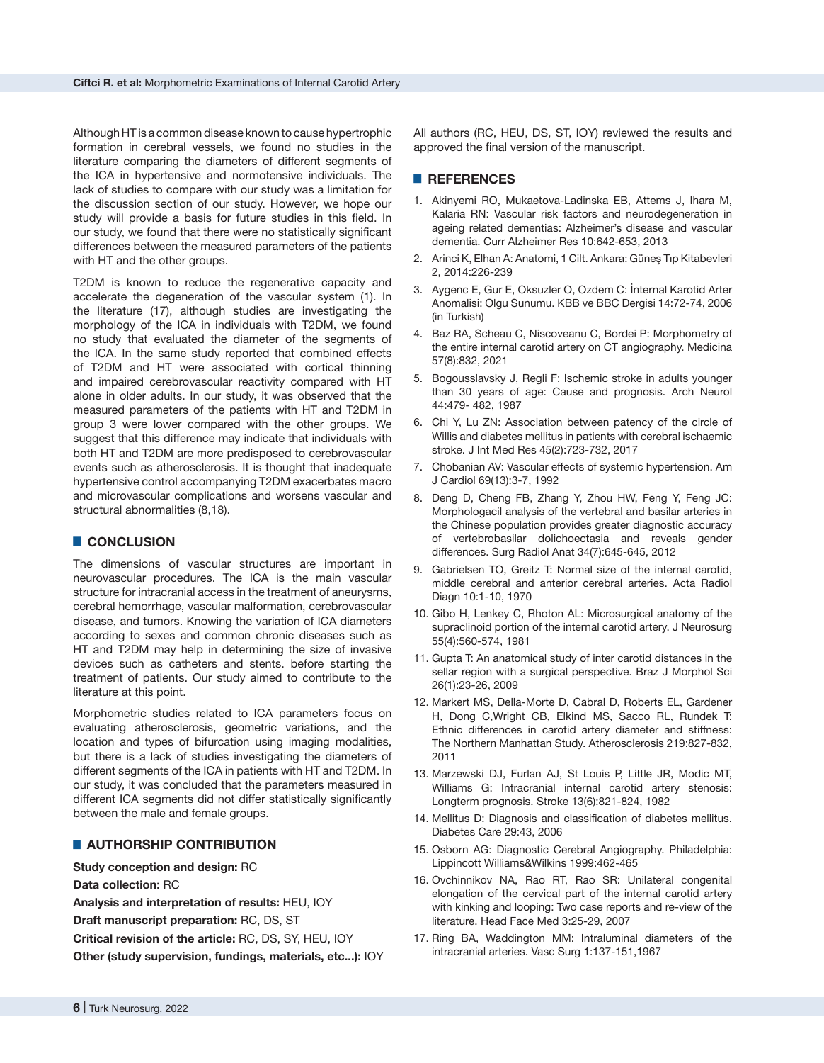Although HT is a common disease known to cause hypertrophic formation in cerebral vessels, we found no studies in the literature comparing the diameters of different segments of the ICA in hypertensive and normotensive individuals. The lack of studies to compare with our study was a limitation for the discussion section of our study. However, we hope our study will provide a basis for future studies in this field. In our study, we found that there were no statistically significant differences between the measured parameters of the patients with HT and the other groups.

T2DM is known to reduce the regenerative capacity and accelerate the degeneration of the vascular system (1). In the literature (17), although studies are investigating the morphology of the ICA in individuals with T2DM, we found no study that evaluated the diameter of the segments of the ICA. In the same study reported that combined effects of T2DM and HT were associated with cortical thinning and impaired cerebrovascular reactivity compared with HT alone in older adults. In our study, it was observed that the measured parameters of the patients with HT and T2DM in group 3 were lower compared with the other groups. We suggest that this difference may indicate that individuals with both HT and T2DM are more predisposed to cerebrovascular events such as atherosclerosis. It is thought that inadequate hypertensive control accompanying T2DM exacerbates macro and microvascular complications and worsens vascular and structural abnormalities (8,18).

## ■ CONCLUSION

The dimensions of vascular structures are important in neurovascular procedures. The ICA is the main vascular structure for intracranial access in the treatment of aneurysms, cerebral hemorrhage, vascular malformation, cerebrovascular disease, and tumors. Knowing the variation of ICA diameters according to sexes and common chronic diseases such as HT and T2DM may help in determining the size of invasive devices such as catheters and stents. before starting the treatment of patients. Our study aimed to contribute to the literature at this point.

Morphometric studies related to ICA parameters focus on evaluating atherosclerosis, geometric variations, and the location and types of bifurcation using imaging modalities, but there is a lack of studies investigating the diameters of different segments of the ICA in patients with HT and T2DM. In our study, it was concluded that the parameters measured in different ICA segments did not differ statistically significantly between the male and female groups.

## ■ AUTHORSHIP CONTRIBUTION

**Study conception and design:** RC

**Data collection:** RC

**Analysis and interpretation of results:** HEU, IOY

**Draft manuscript preparation:** RC, DS, ST

**Critical revision of the article:** RC, DS, SY, HEU, IOY

**Other (study supervision, fundings, materials, etc...):** IOY

All authors (RC, HEU, DS, ST, IOY) reviewed the results and approved the final version of the manuscript.

## ■ REFERENCES

1. Akinyemi RO, Mukaetova-Ladinska EB, Attems J, Ihara M, Kalaria RN: Vascular risk factors and neurodegeneration in ageing related dementias: Alzheimer's disease and vascular dementia. Curr Alzheimer Res 10:642-653, 2013
2. Arinci K, Elhan A: Anatomi, 1 Cilt. Ankara: Güneş Tıp Kitabevleri 2, 2014:226-239
3. Aygenc E, Gur E, Oksuzler O, Ozdem C: İnternal Karotid Arter Anomalisi: Olgu Sunumu. KBB ve BBC Dergisi 14:72-74, 2006 (in Turkish)
4. Baz RA, Scheau C, Niscoveanu C, Bordei P: Morphometry of the entire internal carotid artery on CT angiography. Medicina 57(8):832, 2021
5. Bogousslavsky J, Regli F: Ischemic stroke in adults younger than 30 years of age: Cause and prognosis. Arch Neurol 44:479- 482, 1987
6. Chi Y, Lu ZN: Association between patency of the circle of Willis and diabetes mellitus in patients with cerebral ischaemic stroke. J Int Med Res 45(2):723-732, 2017
7. Chobanian AV: Vascular effects of systemic hypertension. Am J Cardiol 69(13):3-7, 1992
8. Deng D, Cheng FB, Zhang Y, Zhou HW, Feng Y, Feng JC: Morphologacil analysis of the vertebral and basilar arteries in the Chinese population provides greater diagnostic accuracy of vertebrobasilar dolichoectasia and reveals gender differences. Surg Radiol Anat 34(7):645-645, 2012
9. Gabrielsen TO, Greitz T: Normal size of the internal carotid, middle cerebral and anterior cerebral arteries. Acta Radiol Diagn 10:1-10, 1970
10. Gibo H, Lenkey C, Rhoton AL: Microsurgical anatomy of the supraclinoid portion of the internal carotid artery. J Neurosurg 55(4):560-574, 1981
11. Gupta T: An anatomical study of inter carotid distances in the sellar region with a surgical perspective. Braz J Morphol Sci 26(1):23-26, 2009
12. Markert MS, Della-Morte D, Cabral D, Roberts EL, Gardener H, Dong C,Wright CB, Elkind MS, Sacco RL, Rundek T: Ethnic differences in carotid artery diameter and stiffness: The Northern Manhattan Study. Atherosclerosis 219:827-832, 2011
13. Marzewski DJ, Furlan AJ, St Louis P, Little JR, Modic MT, Williams G: Intracranial internal carotid artery stenosis: Longterm prognosis. Stroke 13(6):821-824, 1982
14. Mellitus D: Diagnosis and classification of diabetes mellitus. Diabetes Care 29:43, 2006
15. Osborn AG: Diagnostic Cerebral Angiography. Philadelphia: Lippincott Williams&Wilkins 1999:462-465
16. Ovchinnikov NA, Rao RT, Rao SR: Unilateral congenital elongation of the cervical part of the internal carotid artery with kinking and looping: Two case reports and re-view of the literature. Head Face Med 3:25-29, 2007
17. Ring BA, Waddington MM: Intraluminal diameters of the intracranial arteries. Vasc Surg 1:137-151,1967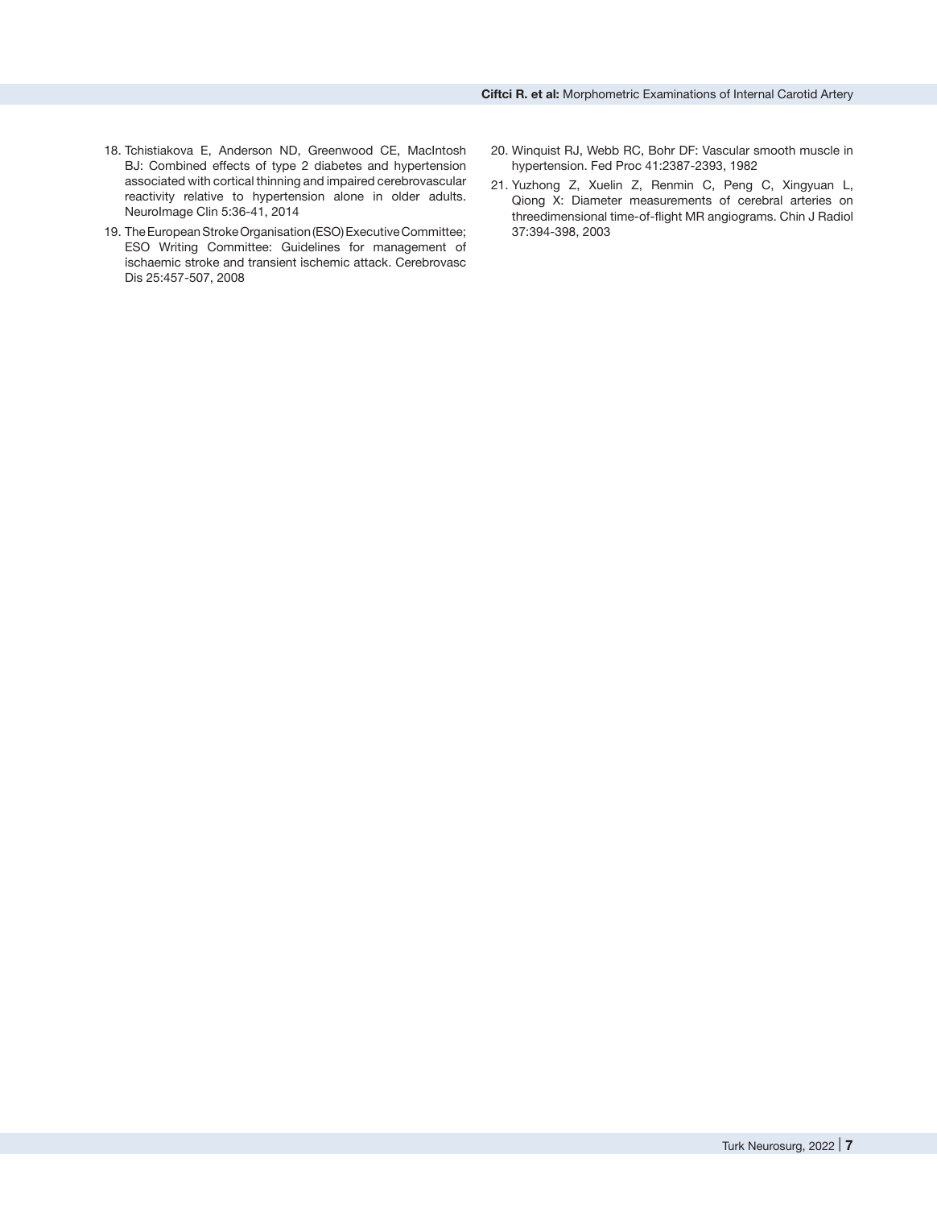18. Tchistiakova E, Anderson ND, Greenwood CE, MacIntosh BJ: Combined effects of type 2 diabetes and hypertension associated with cortical thinning and impaired cerebrovascular reactivity relative to hypertension alone in older adults. NeuroImage Clin 5:36-41, 2014
19. The European Stroke Organisation (ESO) Executive Committee; ESO Writing Committee: Guidelines for management of ischaemic stroke and transient ischemic attack. Cerebrovasc Dis 25:457-507, 2008
20. Winquist RJ, Webb RC, Bohr DF: Vascular smooth muscle in hypertension. Fed Proc 41:2387-2393, 1982
21. Yuzhong Z, Xuelin Z, Renmin C, Peng C, Xingyuan L, Qiong X: Diameter measurements of cerebral arteries on threedimensional time-of-flight MR angiograms. Chin J Radiol 37:394-398, 2003